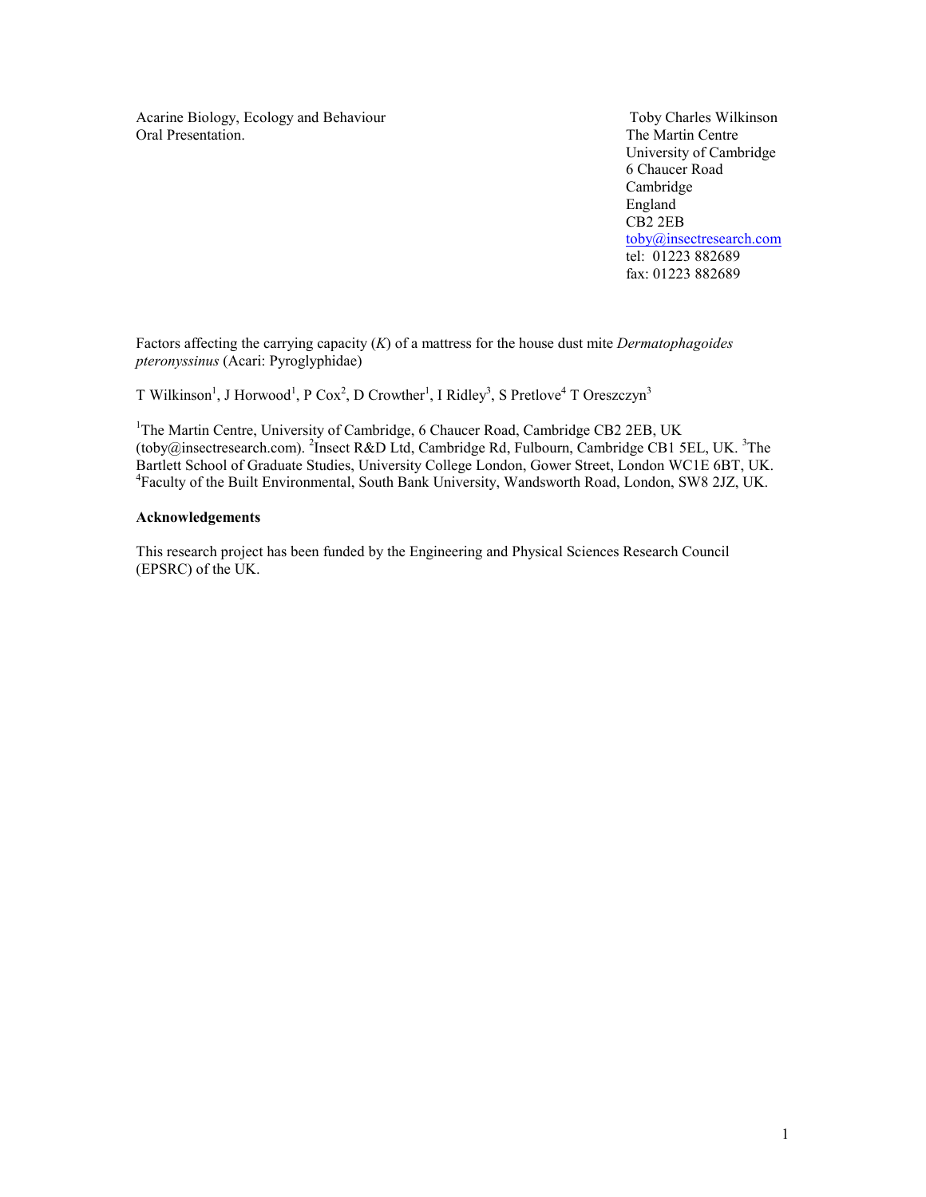Acarine Biology, Ecology and Behaviour
Oral Presentation.

Toby Charles Wilkinson
The Martin Centre
University of Cambridge
6 Chaucer Road
Cambridge
England
CB2 2EB
toby@insectresearch.com
tel: 01223 882689
fax: 01223 882689

Factors affecting the carrying capacity (*K*) of a mattress for the house dust mite *Dermatophagoides pteronyssinus* (Acari: Pyroglyphidae)

T Wilkinson[1], J Horwood[1], P Cox[2], D Crowther[1], I Ridley[3], S Pretlove[4] T Oreszczyn[3]

[1]The Martin Centre, University of Cambridge, 6 Chaucer Road, Cambridge CB2 2EB, UK (toby@insectresearch.com). [2]Insect R&D Ltd, Cambridge Rd, Fulbourn, Cambridge CB1 5EL, UK. [3]The Bartlett School of Graduate Studies, University College London, Gower Street, London WC1E 6BT, UK. [4]Faculty of the Built Environmental, South Bank University, Wandsworth Road, London, SW8 2JZ, UK.

**Acknowledgements**

This research project has been funded by the Engineering and Physical Sciences Research Council (EPSRC) of the UK.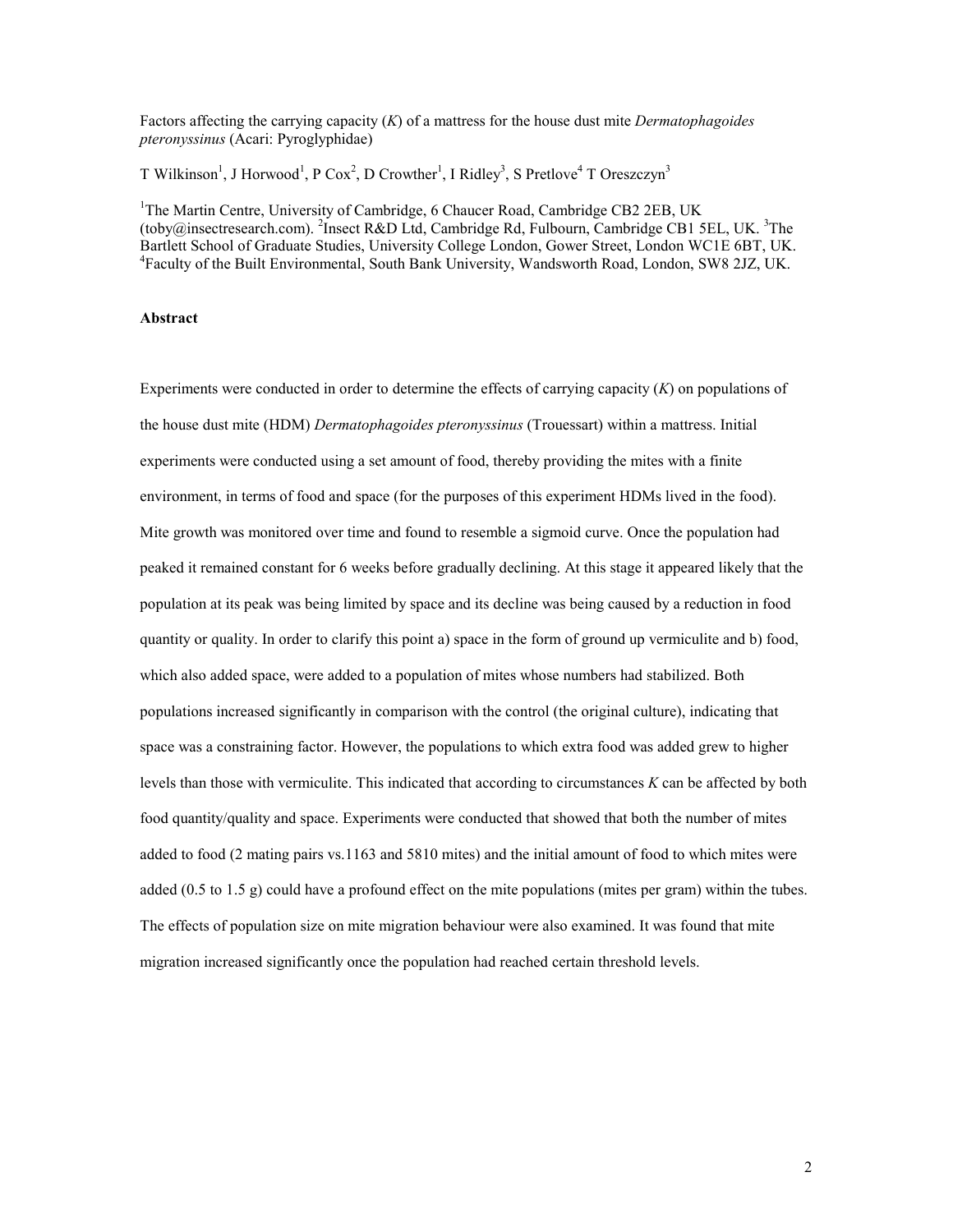Factors affecting the carrying capacity (*K*) of a mattress for the house dust mite *Dermatophagoides pteronyssinus* (Acari: Pyroglyphidae)

T Wilkinson[1], J Horwood[1], P Cox[2], D Crowther[1], I Ridley[3], S Pretlove[4] T Oreszczyn[3]

[1]The Martin Centre, University of Cambridge, 6 Chaucer Road, Cambridge CB2 2EB, UK (toby@insectresearch.com). [2]Insect R&D Ltd, Cambridge Rd, Fulbourn, Cambridge CB1 5EL, UK. [3]The Bartlett School of Graduate Studies, University College London, Gower Street, London WC1E 6BT, UK. [4]Faculty of the Built Environmental, South Bank University, Wandsworth Road, London, SW8 2JZ, UK.

**Abstract**

Experiments were conducted in order to determine the effects of carrying capacity (*K*) on populations of the house dust mite (HDM) *Dermatophagoides pteronyssinus* (Trouessart) within a mattress. Initial experiments were conducted using a set amount of food, thereby providing the mites with a finite environment, in terms of food and space (for the purposes of this experiment HDMs lived in the food). Mite growth was monitored over time and found to resemble a sigmoid curve. Once the population had peaked it remained constant for 6 weeks before gradually declining. At this stage it appeared likely that the population at its peak was being limited by space and its decline was being caused by a reduction in food quantity or quality. In order to clarify this point a) space in the form of ground up vermiculite and b) food, which also added space, were added to a population of mites whose numbers had stabilized. Both populations increased significantly in comparison with the control (the original culture), indicating that space was a constraining factor. However, the populations to which extra food was added grew to higher levels than those with vermiculite. This indicated that according to circumstances *K* can be affected by both food quantity/quality and space. Experiments were conducted that showed that both the number of mites added to food (2 mating pairs vs.1163 and 5810 mites) and the initial amount of food to which mites were added (0.5 to 1.5 g) could have a profound effect on the mite populations (mites per gram) within the tubes. The effects of population size on mite migration behaviour were also examined. It was found that mite migration increased significantly once the population had reached certain threshold levels.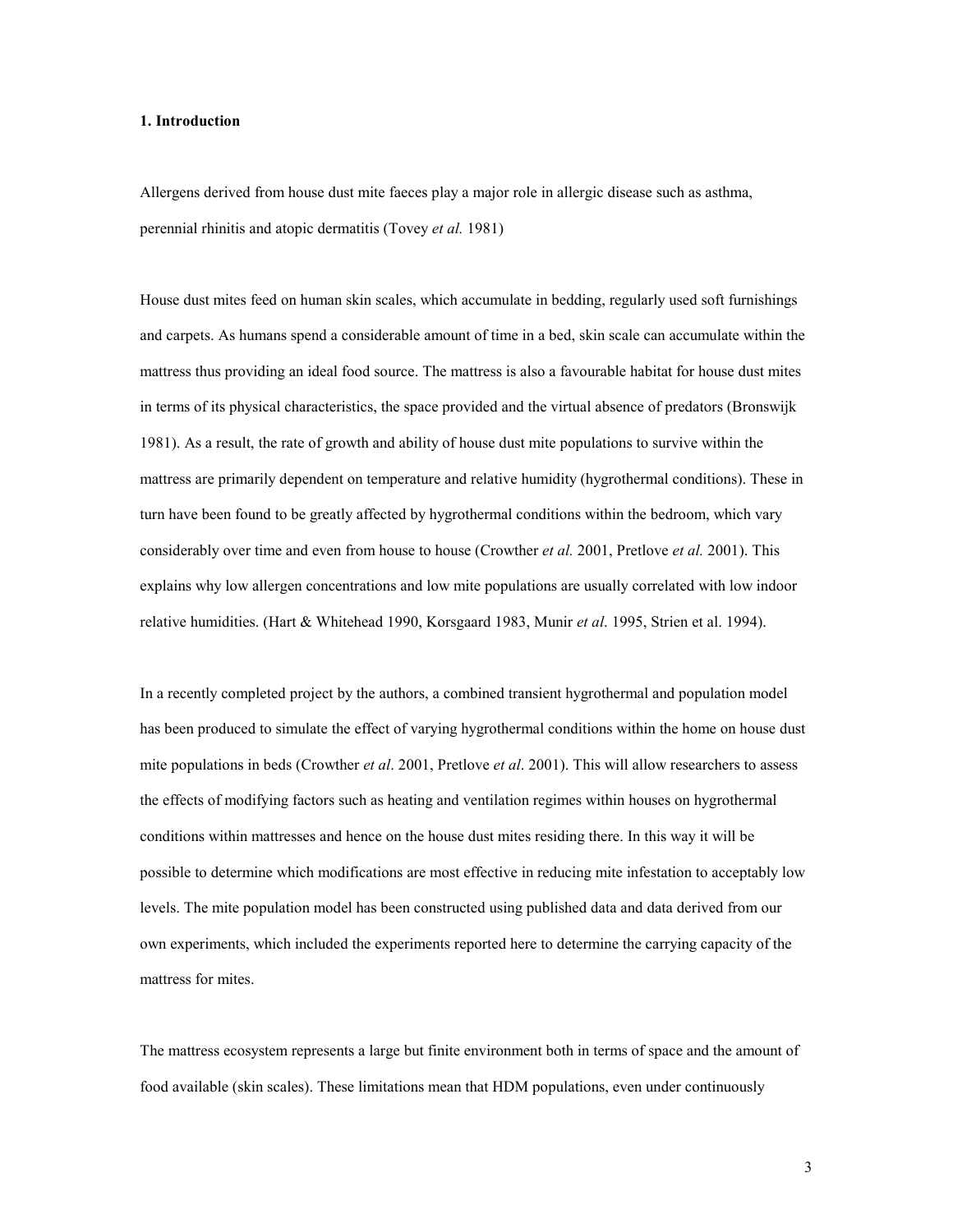**1. Introduction**

Allergens derived from house dust mite faeces play a major role in allergic disease such as asthma, perennial rhinitis and atopic dermatitis (Tovey *et al.* 1981)

House dust mites feed on human skin scales, which accumulate in bedding, regularly used soft furnishings and carpets. As humans spend a considerable amount of time in a bed, skin scale can accumulate within the mattress thus providing an ideal food source. The mattress is also a favourable habitat for house dust mites in terms of its physical characteristics, the space provided and the virtual absence of predators (Bronswijk 1981). As a result, the rate of growth and ability of house dust mite populations to survive within the mattress are primarily dependent on temperature and relative humidity (hygrothermal conditions). These in turn have been found to be greatly affected by hygrothermal conditions within the bedroom, which vary considerably over time and even from house to house (Crowther *et al.* 2001, Pretlove *et al.* 2001). This explains why low allergen concentrations and low mite populations are usually correlated with low indoor relative humidities. (Hart & Whitehead 1990, Korsgaard 1983, Munir *et al*. 1995, Strien et al. 1994).

In a recently completed project by the authors, a combined transient hygrothermal and population model has been produced to simulate the effect of varying hygrothermal conditions within the home on house dust mite populations in beds (Crowther *et al*. 2001, Pretlove *et al*. 2001). This will allow researchers to assess the effects of modifying factors such as heating and ventilation regimes within houses on hygrothermal conditions within mattresses and hence on the house dust mites residing there. In this way it will be possible to determine which modifications are most effective in reducing mite infestation to acceptably low levels. The mite population model has been constructed using published data and data derived from our own experiments, which included the experiments reported here to determine the carrying capacity of the mattress for mites.

The mattress ecosystem represents a large but finite environment both in terms of space and the amount of food available (skin scales). These limitations mean that HDM populations, even under continuously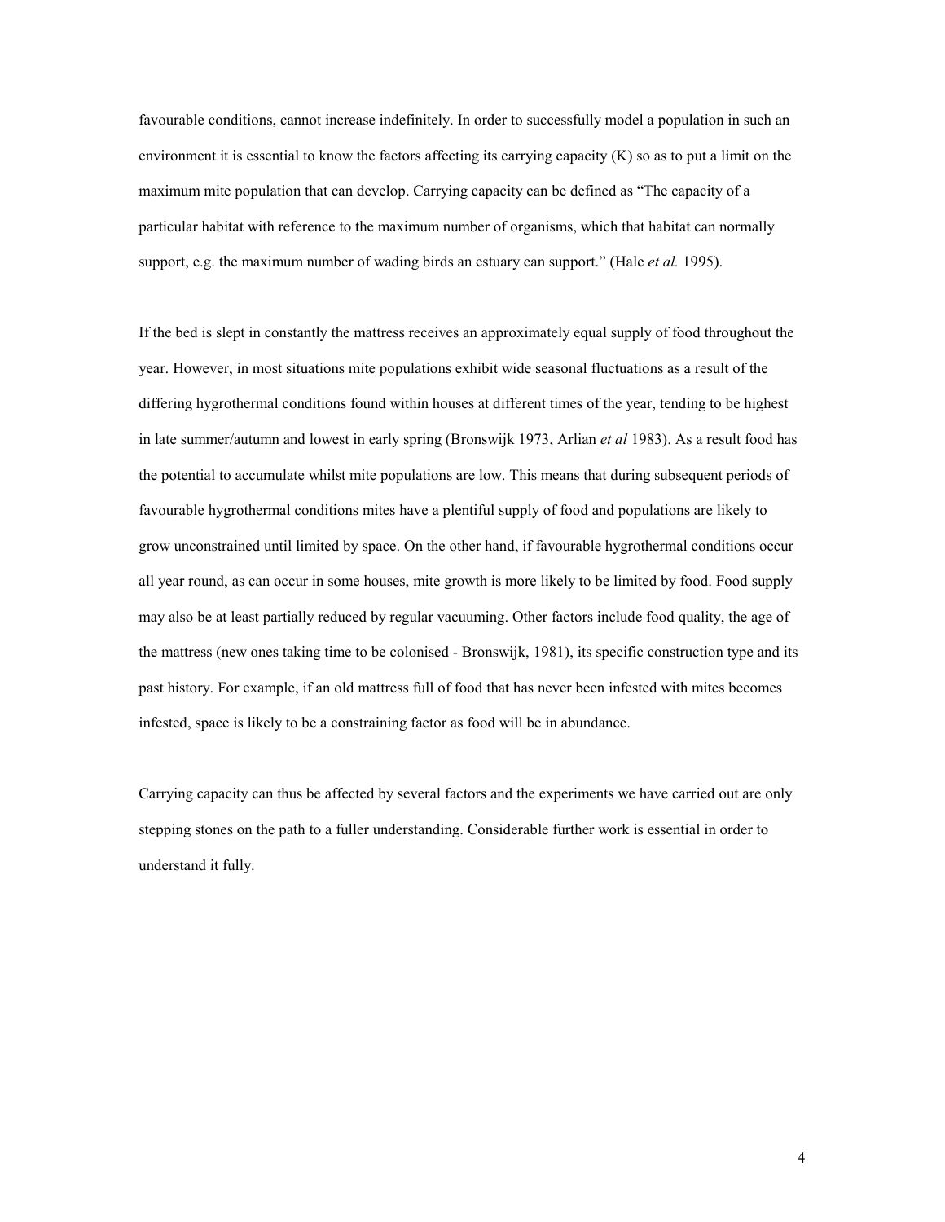favourable conditions, cannot increase indefinitely. In order to successfully model a population in such an environment it is essential to know the factors affecting its carrying capacity (K) so as to put a limit on the maximum mite population that can develop. Carrying capacity can be defined as "The capacity of a particular habitat with reference to the maximum number of organisms, which that habitat can normally support, e.g. the maximum number of wading birds an estuary can support." (Hale *et al.* 1995).

If the bed is slept in constantly the mattress receives an approximately equal supply of food throughout the year. However, in most situations mite populations exhibit wide seasonal fluctuations as a result of the differing hygrothermal conditions found within houses at different times of the year, tending to be highest in late summer/autumn and lowest in early spring (Bronswijk 1973, Arlian *et al* 1983). As a result food has the potential to accumulate whilst mite populations are low. This means that during subsequent periods of favourable hygrothermal conditions mites have a plentiful supply of food and populations are likely to grow unconstrained until limited by space. On the other hand, if favourable hygrothermal conditions occur all year round, as can occur in some houses, mite growth is more likely to be limited by food. Food supply may also be at least partially reduced by regular vacuuming. Other factors include food quality, the age of the mattress (new ones taking time to be colonised - Bronswijk, 1981), its specific construction type and its past history. For example, if an old mattress full of food that has never been infested with mites becomes infested, space is likely to be a constraining factor as food will be in abundance.

Carrying capacity can thus be affected by several factors and the experiments we have carried out are only stepping stones on the path to a fuller understanding. Considerable further work is essential in order to understand it fully.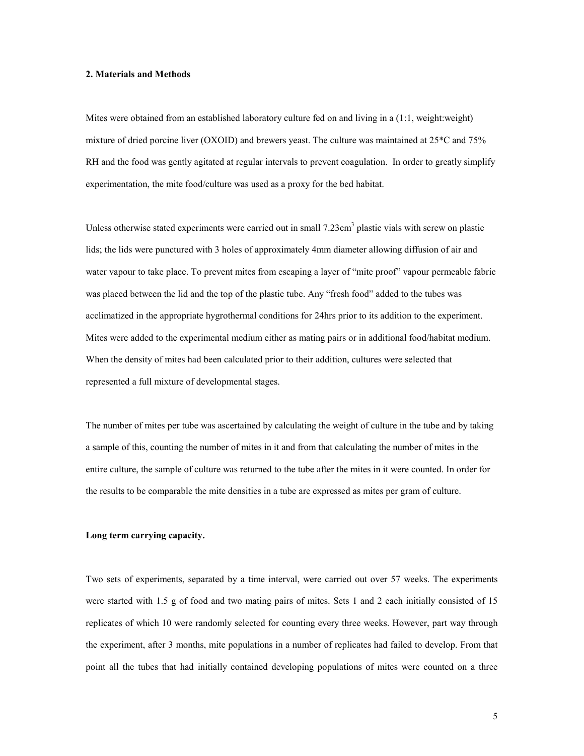## 2. Materials and Methods

Mites were obtained from an established laboratory culture fed on and living in a (1:1, weight:weight) mixture of dried porcine liver (OXOID) and brewers yeast. The culture was maintained at 25*C and 75% RH and the food was gently agitated at regular intervals to prevent coagulation. In order to greatly simplify experimentation, the mite food/culture was used as a proxy for the bed habitat.

Unless otherwise stated experiments were carried out in small 7.23cm$^3$ plastic vials with screw on plastic lids; the lids were punctured with 3 holes of approximately 4mm diameter allowing diffusion of air and water vapour to take place. To prevent mites from escaping a layer of "mite proof" vapour permeable fabric was placed between the lid and the top of the plastic tube. Any "fresh food" added to the tubes was acclimatized in the appropriate hygrothermal conditions for 24hrs prior to its addition to the experiment. Mites were added to the experimental medium either as mating pairs or in additional food/habitat medium. When the density of mites had been calculated prior to their addition, cultures were selected that represented a full mixture of developmental stages.

The number of mites per tube was ascertained by calculating the weight of culture in the tube and by taking a sample of this, counting the number of mites in it and from that calculating the number of mites in the entire culture, the sample of culture was returned to the tube after the mites in it were counted. In order for the results to be comparable the mite densities in a tube are expressed as mites per gram of culture.

**Long term carrying capacity.**

Two sets of experiments, separated by a time interval, were carried out over 57 weeks. The experiments were started with 1.5 g of food and two mating pairs of mites. Sets 1 and 2 each initially consisted of 15 replicates of which 10 were randomly selected for counting every three weeks. However, part way through the experiment, after 3 months, mite populations in a number of replicates had failed to develop. From that point all the tubes that had initially contained developing populations of mites were counted on a three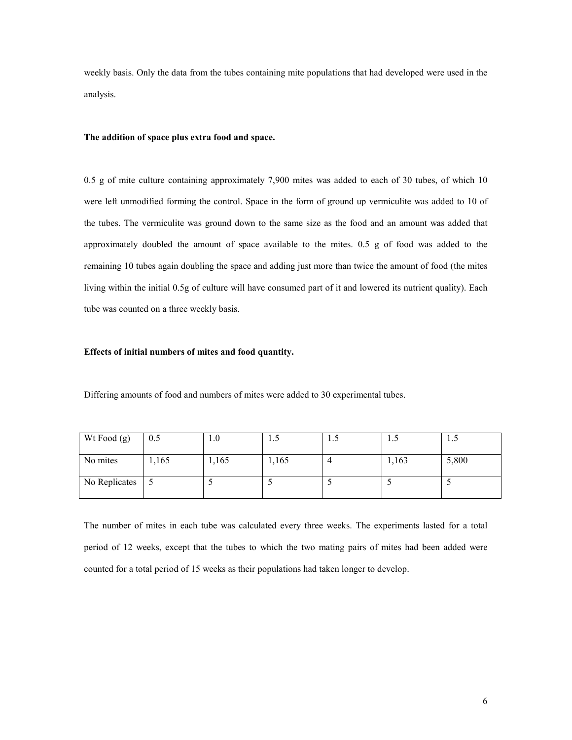weekly basis. Only the data from the tubes containing mite populations that had developed were used in the analysis.

**The addition of space plus extra food and space.**

0.5 g of mite culture containing approximately 7,900 mites was added to each of 30 tubes, of which 10 were left unmodified forming the control. Space in the form of ground up vermiculite was added to 10 of the tubes. The vermiculite was ground down to the same size as the food and an amount was added that approximately doubled the amount of space available to the mites. 0.5 g of food was added to the remaining 10 tubes again doubling the space and adding just more than twice the amount of food (the mites living within the initial 0.5g of culture will have consumed part of it and lowered its nutrient quality). Each tube was counted on a three weekly basis.

**Effects of initial numbers of mites and food quantity.**

Differing amounts of food and numbers of mites were added to 30 experimental tubes.

| Wt Food (g) | 0.5 | 1.0 | 1.5 | 1.5 | 1.5 | 1.5 |
|---|---|---|---|---|---|---|
| No mites | 1,165 | 1,165 | 1,165 | 4 | 1,163 | 5,800 |
| No Replicates | 5 | 5 | 5 | 5 | 5 | 5 |

The number of mites in each tube was calculated every three weeks. The experiments lasted for a total period of 12 weeks, except that the tubes to which the two mating pairs of mites had been added were counted for a total period of 15 weeks as their populations had taken longer to develop.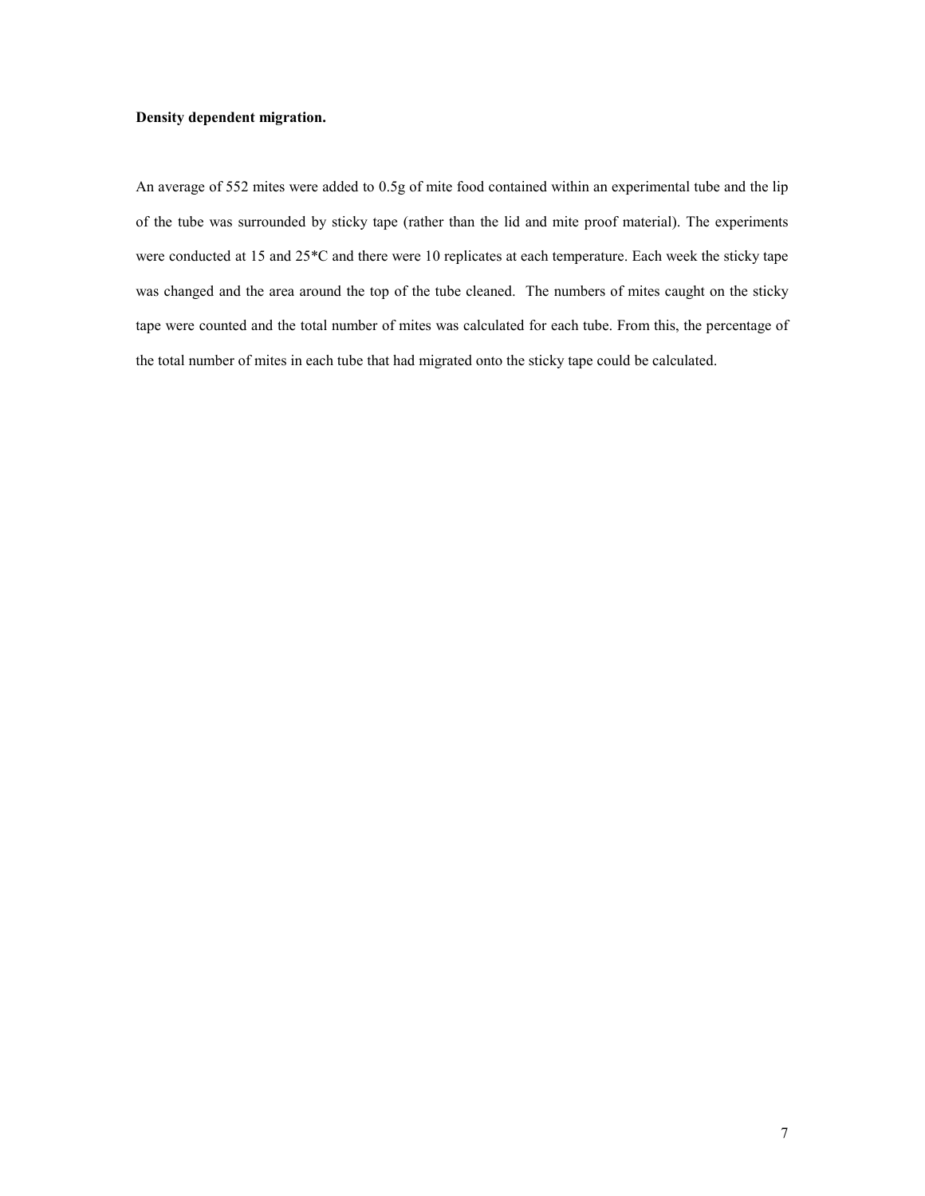**Density dependent migration.**

An average of 552 mites were added to 0.5g of mite food contained within an experimental tube and the lip of the tube was surrounded by sticky tape (rather than the lid and mite proof material). The experiments were conducted at 15 and 25*C and there were 10 replicates at each temperature. Each week the sticky tape was changed and the area around the top of the tube cleaned. The numbers of mites caught on the sticky tape were counted and the total number of mites was calculated for each tube. From this, the percentage of the total number of mites in each tube that had migrated onto the sticky tape could be calculated.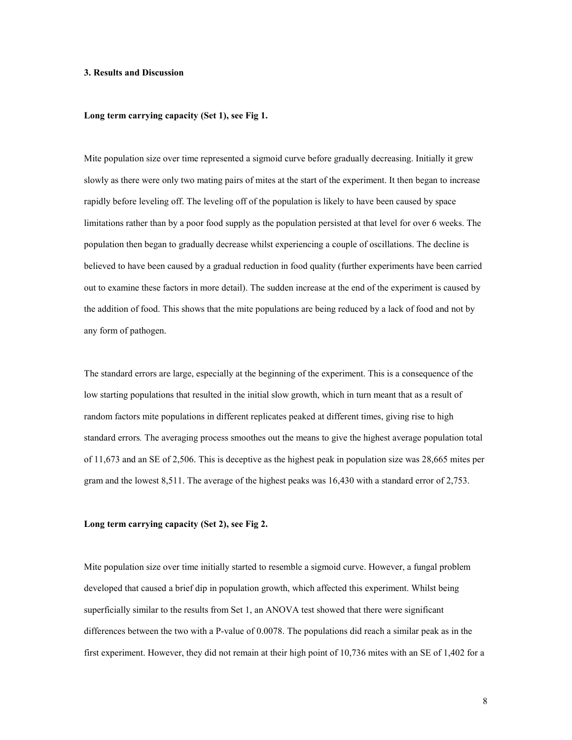## 3. Results and Discussion

### Long term carrying capacity (Set 1), see Fig 1.

Mite population size over time represented a sigmoid curve before gradually decreasing. Initially it grew slowly as there were only two mating pairs of mites at the start of the experiment. It then began to increase rapidly before leveling off. The leveling off of the population is likely to have been caused by space limitations rather than by a poor food supply as the population persisted at that level for over 6 weeks. The population then began to gradually decrease whilst experiencing a couple of oscillations. The decline is believed to have been caused by a gradual reduction in food quality (further experiments have been carried out to examine these factors in more detail). The sudden increase at the end of the experiment is caused by the addition of food. This shows that the mite populations are being reduced by a lack of food and not by any form of pathogen.

The standard errors are large, especially at the beginning of the experiment. This is a consequence of the low starting populations that resulted in the initial slow growth, which in turn meant that as a result of random factors mite populations in different replicates peaked at different times, giving rise to high standard errors. The averaging process smoothes out the means to give the highest average population total of 11,673 and an SE of 2,506. This is deceptive as the highest peak in population size was 28,665 mites per gram and the lowest 8,511. The average of the highest peaks was 16,430 with a standard error of 2,753.

### Long term carrying capacity (Set 2), see Fig 2.

Mite population size over time initially started to resemble a sigmoid curve. However, a fungal problem developed that caused a brief dip in population growth, which affected this experiment. Whilst being superficially similar to the results from Set 1, an ANOVA test showed that there were significant differences between the two with a P-value of 0.0078. The populations did reach a similar peak as in the first experiment. However, they did not remain at their high point of 10,736 mites with an SE of 1,402 for a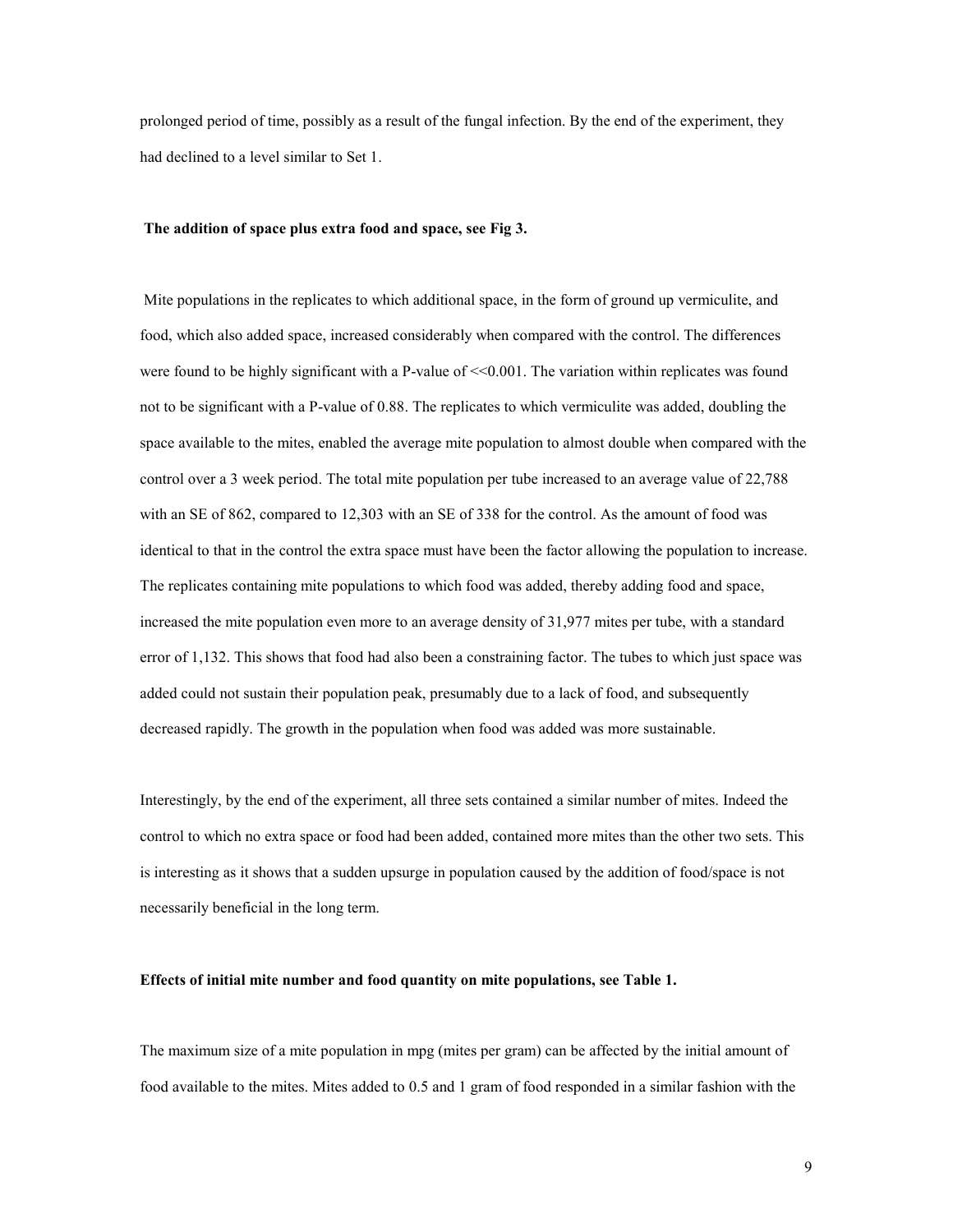prolonged period of time, possibly as a result of the fungal infection. By the end of the experiment, they had declined to a level similar to Set 1.

**The addition of space plus extra food and space, see Fig 3.**

Mite populations in the replicates to which additional space, in the form of ground up vermiculite, and food, which also added space, increased considerably when compared with the control. The differences were found to be highly significant with a P-value of $<<0.001$. The variation within replicates was found not to be significant with a P-value of 0.88. The replicates to which vermiculite was added, doubling the space available to the mites, enabled the average mite population to almost double when compared with the control over a 3 week period. The total mite population per tube increased to an average value of 22,788 with an SE of 862, compared to 12,303 with an SE of 338 for the control. As the amount of food was identical to that in the control the extra space must have been the factor allowing the population to increase. The replicates containing mite populations to which food was added, thereby adding food and space, increased the mite population even more to an average density of 31,977 mites per tube, with a standard error of 1,132. This shows that food had also been a constraining factor. The tubes to which just space was added could not sustain their population peak, presumably due to a lack of food, and subsequently decreased rapidly. The growth in the population when food was added was more sustainable.

Interestingly, by the end of the experiment, all three sets contained a similar number of mites. Indeed the control to which no extra space or food had been added, contained more mites than the other two sets. This is interesting as it shows that a sudden upsurge in population caused by the addition of food/space is not necessarily beneficial in the long term.

**Effects of initial mite number and food quantity on mite populations, see Table 1.**

The maximum size of a mite population in mpg (mites per gram) can be affected by the initial amount of food available to the mites. Mites added to 0.5 and 1 gram of food responded in a similar fashion with the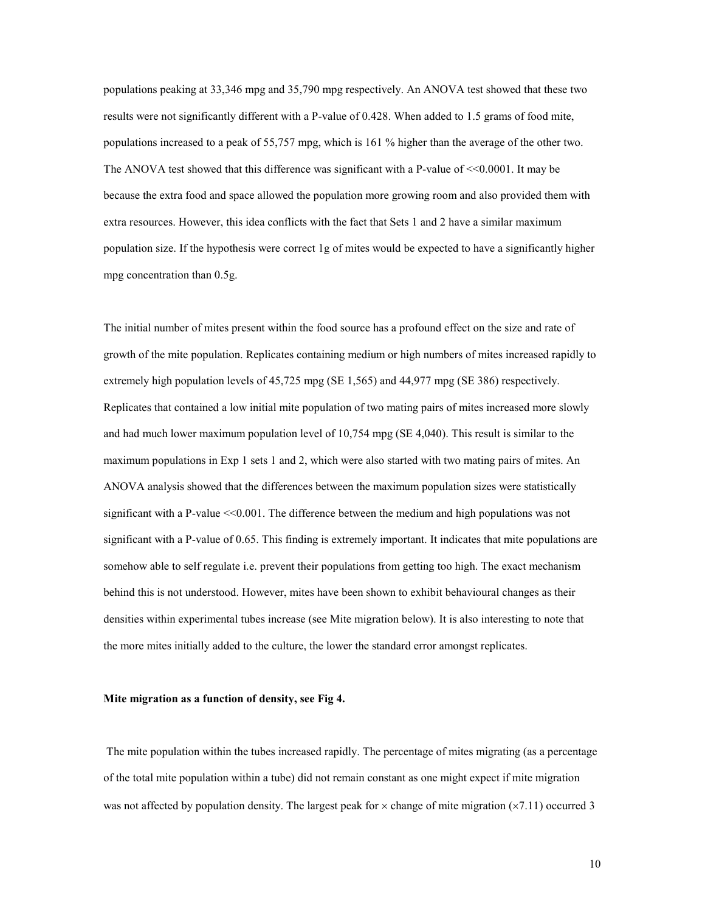populations peaking at 33,346 mpg and 35,790 mpg respectively. An ANOVA test showed that these two results were not significantly different with a P-value of 0.428. When added to 1.5 grams of food mite, populations increased to a peak of 55,757 mpg, which is 161 % higher than the average of the other two. The ANOVA test showed that this difference was significant with a P-value of <<0.0001. It may be because the extra food and space allowed the population more growing room and also provided them with extra resources. However, this idea conflicts with the fact that Sets 1 and 2 have a similar maximum population size. If the hypothesis were correct 1g of mites would be expected to have a significantly higher mpg concentration than 0.5g.

The initial number of mites present within the food source has a profound effect on the size and rate of growth of the mite population. Replicates containing medium or high numbers of mites increased rapidly to extremely high population levels of 45,725 mpg (SE 1,565) and 44,977 mpg (SE 386) respectively. Replicates that contained a low initial mite population of two mating pairs of mites increased more slowly and had much lower maximum population level of 10,754 mpg (SE 4,040). This result is similar to the maximum populations in Exp 1 sets 1 and 2, which were also started with two mating pairs of mites. An ANOVA analysis showed that the differences between the maximum population sizes were statistically significant with a P-value <<0.001. The difference between the medium and high populations was not significant with a P-value of 0.65. This finding is extremely important. It indicates that mite populations are somehow able to self regulate i.e. prevent their populations from getting too high. The exact mechanism behind this is not understood. However, mites have been shown to exhibit behavioural changes as their densities within experimental tubes increase (see Mite migration below). It is also interesting to note that the more mites initially added to the culture, the lower the standard error amongst replicates.

**Mite migration as a function of density, see Fig 4.**

The mite population within the tubes increased rapidly. The percentage of mites migrating (as a percentage of the total mite population within a tube) did not remain constant as one might expect if mite migration was not affected by population density. The largest peak for × change of mite migration (×7.11) occurred 3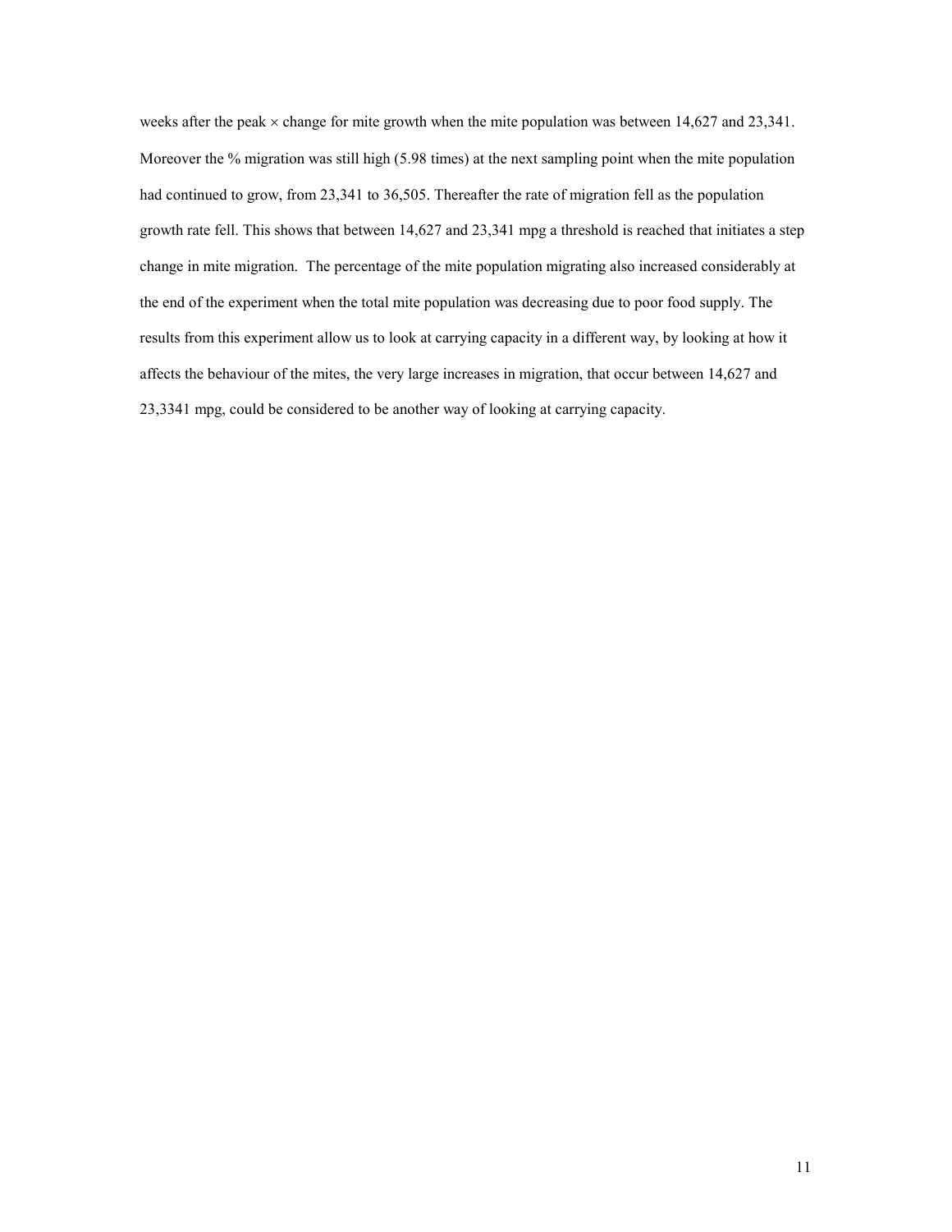weeks after the peak × change for mite growth when the mite population was between 14,627 and 23,341. Moreover the % migration was still high (5.98 times) at the next sampling point when the mite population had continued to grow, from 23,341 to 36,505. Thereafter the rate of migration fell as the population growth rate fell. This shows that between 14,627 and 23,341 mpg a threshold is reached that initiates a step change in mite migration. The percentage of the mite population migrating also increased considerably at the end of the experiment when the total mite population was decreasing due to poor food supply. The results from this experiment allow us to look at carrying capacity in a different way, by looking at how it affects the behaviour of the mites, the very large increases in migration, that occur between 14,627 and 23,3341 mpg, could be considered to be another way of looking at carrying capacity.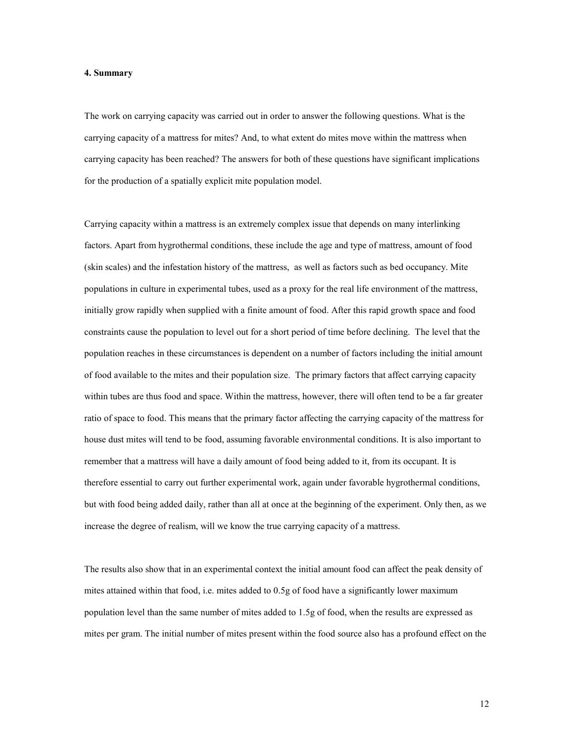**4. Summary**

The work on carrying capacity was carried out in order to answer the following questions. What is the carrying capacity of a mattress for mites? And, to what extent do mites move within the mattress when carrying capacity has been reached? The answers for both of these questions have significant implications for the production of a spatially explicit mite population model.

Carrying capacity within a mattress is an extremely complex issue that depends on many interlinking factors. Apart from hygrothermal conditions, these include the age and type of mattress, amount of food (skin scales) and the infestation history of the mattress, as well as factors such as bed occupancy. Mite populations in culture in experimental tubes, used as a proxy for the real life environment of the mattress, initially grow rapidly when supplied with a finite amount of food. After this rapid growth space and food constraints cause the population to level out for a short period of time before declining. The level that the population reaches in these circumstances is dependent on a number of factors including the initial amount of food available to the mites and their population size. The primary factors that affect carrying capacity within tubes are thus food and space. Within the mattress, however, there will often tend to be a far greater ratio of space to food. This means that the primary factor affecting the carrying capacity of the mattress for house dust mites will tend to be food, assuming favorable environmental conditions. It is also important to remember that a mattress will have a daily amount of food being added to it, from its occupant. It is therefore essential to carry out further experimental work, again under favorable hygrothermal conditions, but with food being added daily, rather than all at once at the beginning of the experiment. Only then, as we increase the degree of realism, will we know the true carrying capacity of a mattress.

The results also show that in an experimental context the initial amount food can affect the peak density of mites attained within that food, i.e. mites added to 0.5g of food have a significantly lower maximum population level than the same number of mites added to 1.5g of food, when the results are expressed as mites per gram. The initial number of mites present within the food source also has a profound effect on the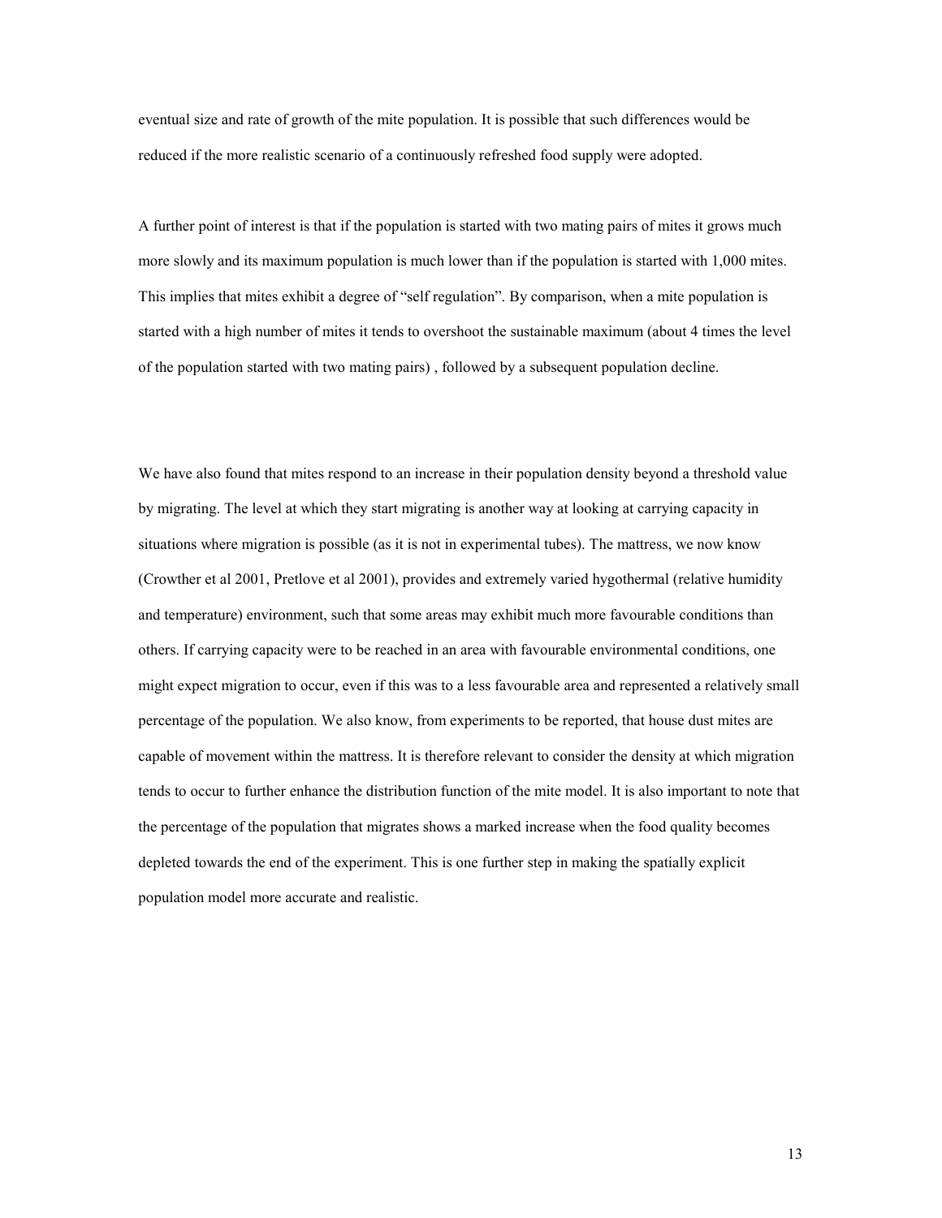eventual size and rate of growth of the mite population. It is possible that such differences would be reduced if the more realistic scenario of a continuously refreshed food supply were adopted.

A further point of interest is that if the population is started with two mating pairs of mites it grows much more slowly and its maximum population is much lower than if the population is started with 1,000 mites. This implies that mites exhibit a degree of "self regulation". By comparison, when a mite population is started with a high number of mites it tends to overshoot the sustainable maximum (about 4 times the level of the population started with two mating pairs) , followed by a subsequent population decline.

We have also found that mites respond to an increase in their population density beyond a threshold value by migrating. The level at which they start migrating is another way at looking at carrying capacity in situations where migration is possible (as it is not in experimental tubes). The mattress, we now know (Crowther et al 2001, Pretlove et al 2001), provides and extremely varied hygothermal (relative humidity and temperature) environment, such that some areas may exhibit much more favourable conditions than others. If carrying capacity were to be reached in an area with favourable environmental conditions, one might expect migration to occur, even if this was to a less favourable area and represented a relatively small percentage of the population. We also know, from experiments to be reported, that house dust mites are capable of movement within the mattress. It is therefore relevant to consider the density at which migration tends to occur to further enhance the distribution function of the mite model. It is also important to note that the percentage of the population that migrates shows a marked increase when the food quality becomes depleted towards the end of the experiment. This is one further step in making the spatially explicit population model more accurate and realistic.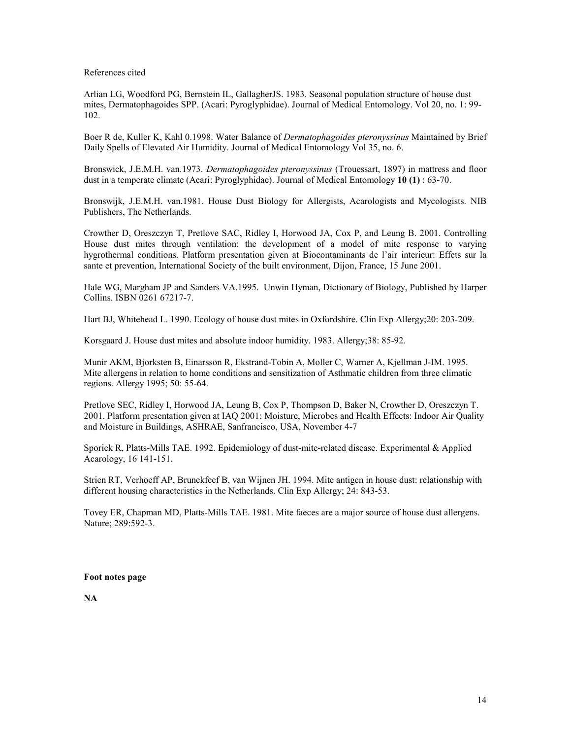References cited

Arlian LG, Woodford PG, Bernstein IL, GallagherJS. 1983. Seasonal population structure of house dust mites, Dermatophagoides SPP. (Acari: Pyroglyphidae). Journal of Medical Entomology. Vol 20, no. 1: 99-102.

Boer R de, Kuller K, Kahl 0.1998. Water Balance of *Dermatophagoides pteronyssinus* Maintained by Brief Daily Spells of Elevated Air Humidity. Journal of Medical Entomology Vol 35, no. 6.

Bronswick, J.E.M.H. van.1973. *Dermatophagoides pteronyssinus* (Trouessart, 1897) in mattress and floor dust in a temperate climate (Acari: Pyroglyphidae). Journal of Medical Entomology **10 (1)** : 63-70.

Bronswijk, J.E.M.H. van.1981. House Dust Biology for Allergists, Acarologists and Mycologists. NIB Publishers, The Netherlands.

Crowther D, Oreszczyn T, Pretlove SAC, Ridley I, Horwood JA, Cox P, and Leung B. 2001. Controlling House dust mites through ventilation: the development of a model of mite response to varying hygrothermal conditions. Platform presentation given at Biocontaminants de l'air interieur: Effets sur la sante et prevention, International Society of the built environment, Dijon, France, 15 June 2001.

Hale WG, Margham JP and Sanders VA.1995. Unwin Hyman, Dictionary of Biology, Published by Harper Collins. ISBN 0261 67217-7.

Hart BJ, Whitehead L. 1990. Ecology of house dust mites in Oxfordshire. Clin Exp Allergy;20: 203-209.

Korsgaard J. House dust mites and absolute indoor humidity. 1983. Allergy;38: 85-92.

Munir AKM, Bjorksten B, Einarsson R, Ekstrand-Tobin A, Moller C, Warner A, Kjellman J-IM. 1995. Mite allergens in relation to home conditions and sensitization of Asthmatic children from three climatic regions. Allergy 1995; 50: 55-64.

Pretlove SEC, Ridley I, Horwood JA, Leung B, Cox P, Thompson D, Baker N, Crowther D, Oreszczyn T. 2001. Platform presentation given at IAQ 2001: Moisture, Microbes and Health Effects: Indoor Air Quality and Moisture in Buildings, ASHRAE, Sanfrancisco, USA, November 4-7

Sporick R, Platts-Mills TAE. 1992. Epidemiology of dust-mite-related disease. Experimental & Applied Acarology, 16 141-151.

Strien RT, Verhoeff AP, Brunekfeef B, van Wijnen JH. 1994. Mite antigen in house dust: relationship with different housing characteristics in the Netherlands. Clin Exp Allergy; 24: 843-53.

Tovey ER, Chapman MD, Platts-Mills TAE. 1981. Mite faeces are a major source of house dust allergens. Nature; 289:592-3.

**Foot notes page**

**NA**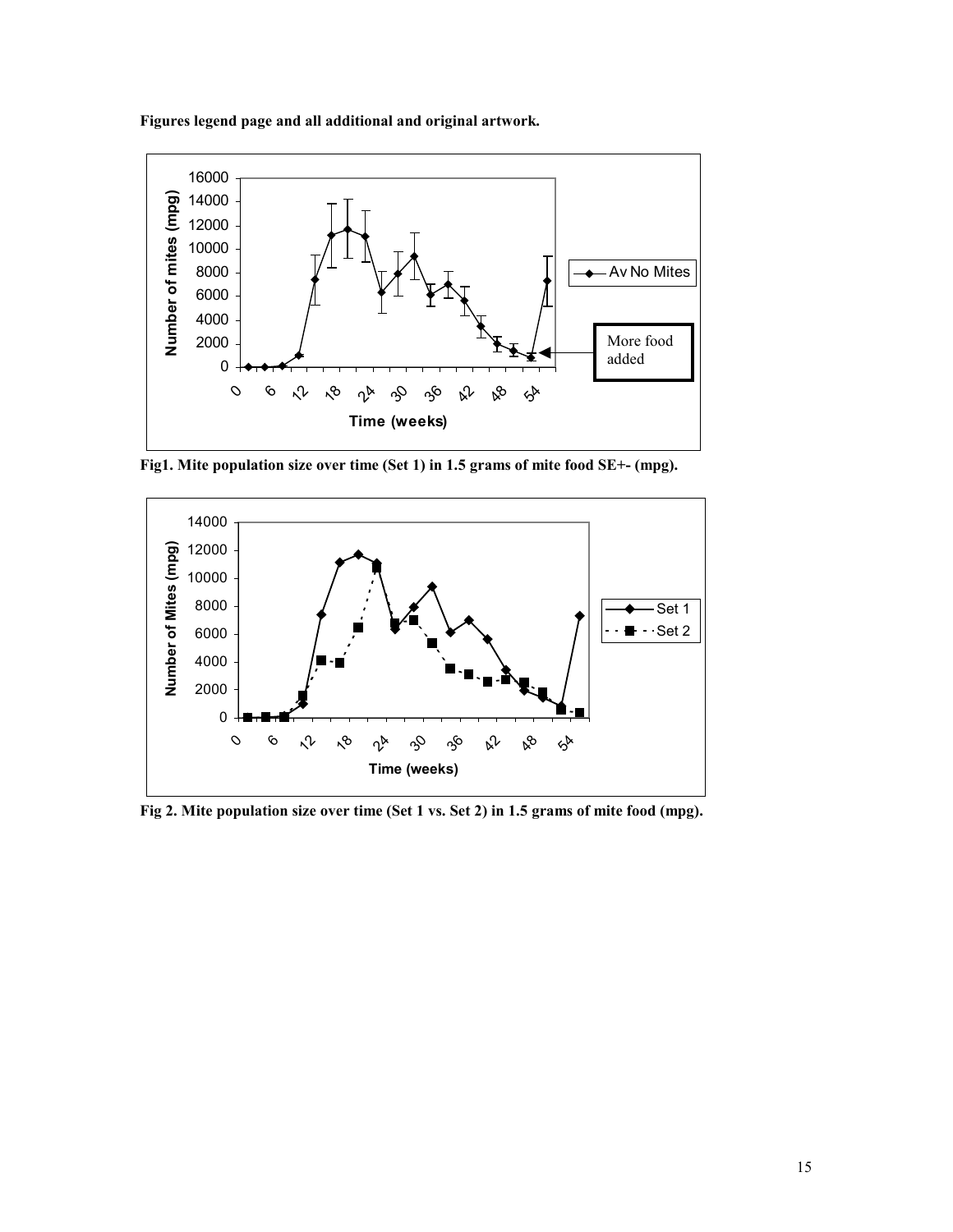**Figures legend page and all additional and original artwork.**

**Fig1. Mite population size over time (Set 1) in 1.5 grams of mite food SE+- (mpg).**

**Fig 2. Mite population size over time (Set 1 vs. Set 2) in 1.5 grams of mite food (mpg).**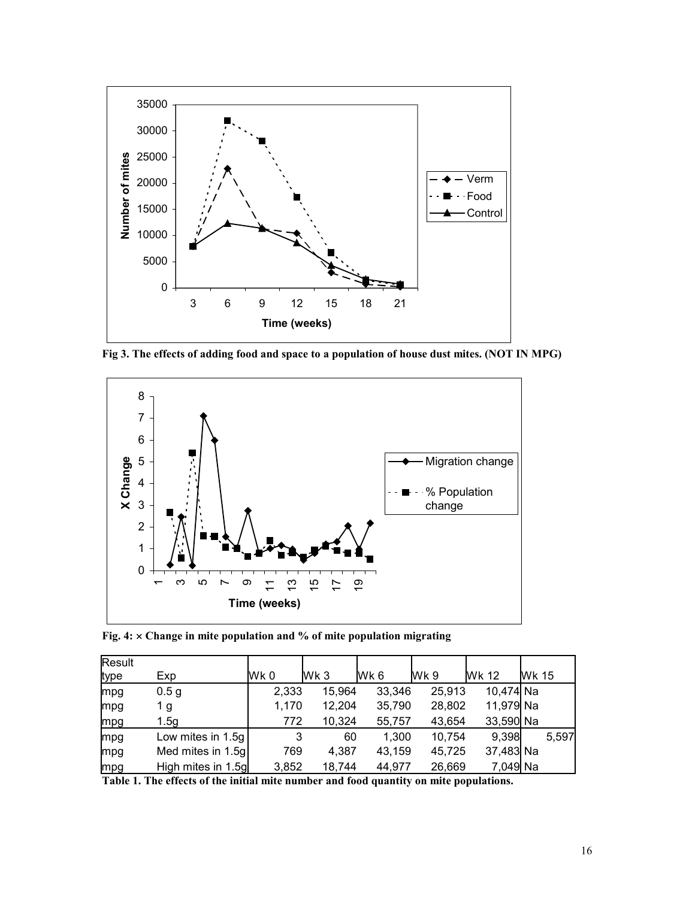35000
30000
25000
20000
15000
10000
5000
0

Number of mites

3 6 9 12 15 18 21

Time (weeks)

Verm
Food
Control

**Fig 3. The effects of adding food and space to a population of house dust mites. (NOT IN MPG)**

8
7
6
5
4
3
2
1
0

X Change

1 3 5 7 9 11 13 15 17 19

Time (weeks)

Migration change
% Population change

**Fig. 4: × Change in mite population and % of mite population migrating**

| Result type | Exp | Wk 0 | Wk 3 | Wk 6 | Wk 9 | Wk 12 | Wk 15 |
|---|---|---|---|---|---|---|---|
| mpg | 0.5 g | 2,333 | 15,964 | 33,346 | 25,913 | 10,474 | Na |
| mpg | 1 g | 1,170 | 12,204 | 35,790 | 28,802 | 11,979 | Na |
| mpg | 1.5g | 772 | 10,324 | 55,757 | 43,654 | 33,590 | Na |
| mpg | Low mites in 1.5g | 3 | 60 | 1,300 | 10,754 | 9,398 | 5,597 |
| mpg | Med mites in 1.5g | 769 | 4,387 | 43,159 | 45,725 | 37,483 | Na |
| mpg | High mites in 1.5g | 3,852 | 18,744 | 44,977 | 26,669 | 7,049 | Na |

**Table 1. The effects of the initial mite number and food quantity on mite populations.**